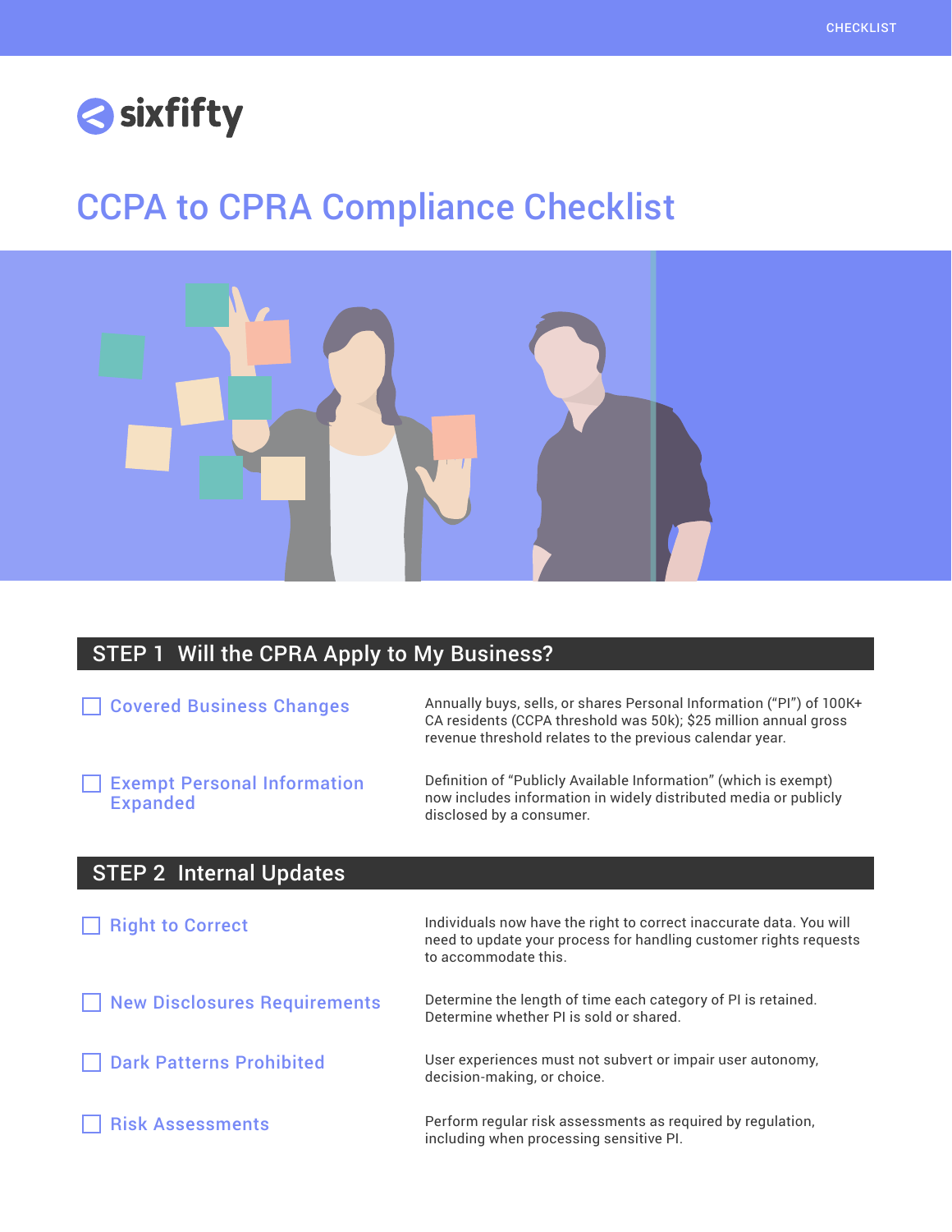CHECKLIST

sixfifty

# CCPA to CPRA Compliance Checklist

## STEP 1 Will the CPRA Apply to My Business?

- [ ] **Covered Business Changes**

  Annually buys, sells, or shares Personal Information ("PI") of 100K+ CA residents (CCPA threshold was 50k); $25 million annual gross revenue threshold relates to the previous calendar year.

- [ ] **Exempt Personal Information Expanded**

  Definition of "Publicly Available Information" (which is exempt) now includes information in widely distributed media or publicly disclosed by a consumer.

## STEP 2 Internal Updates

- [ ] **Right to Correct**

  Individuals now have the right to correct inaccurate data. You will need to update your process for handling customer rights requests to accommodate this.

- [ ] **New Disclosures Requirements**

  Determine the length of time each category of PI is retained. Determine whether PI is sold or shared.

- [ ] **Dark Patterns Prohibited**

  User experiences must not subvert or impair user autonomy, decision-making, or choice.

- [ ] **Risk Assessments**

  Perform regular risk assessments as required by regulation, including when processing sensitive PI.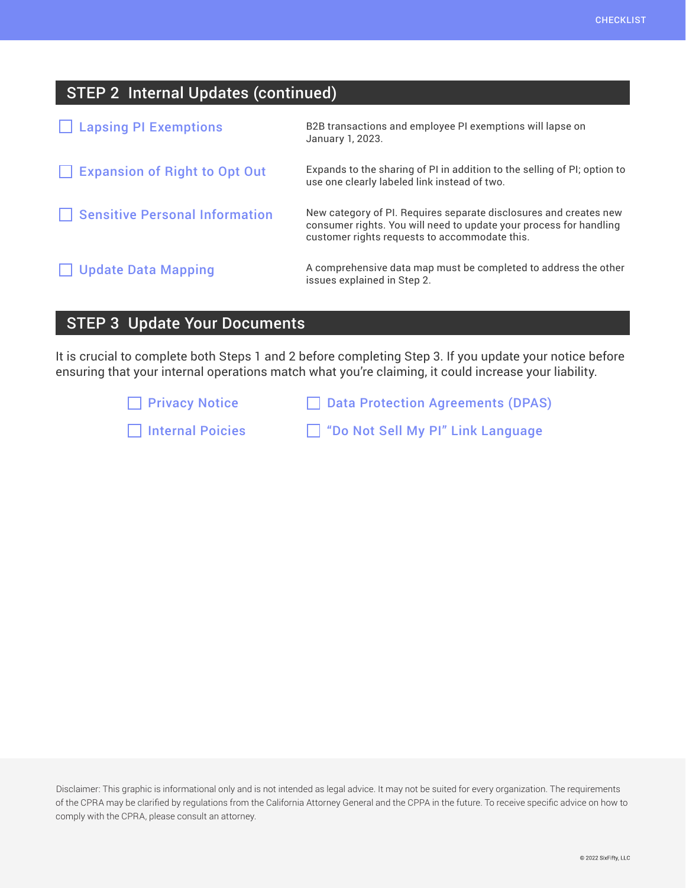## STEP 2 Internal Updates (continued)

- ☐ **Lapsing PI Exemptions** — B2B transactions and employee PI exemptions will lapse on January 1, 2023.
- ☐ **Expansion of Right to Opt Out** — Expands to the sharing of PI in addition to the selling of PI; option to use one clearly labeled link instead of two.
- ☐ **Sensitive Personal Information** — New category of PI. Requires separate disclosures and creates new consumer rights. You will need to update your process for handling customer rights requests to accommodate this.
- ☐ **Update Data Mapping** — A comprehensive data map must be completed to address the other issues explained in Step 2.

## STEP 3 Update Your Documents

It is crucial to complete both Steps 1 and 2 before completing Step 3. If you update your notice before ensuring that your internal operations match what you're claiming, it could increase your liability.

- ☐ Privacy Notice
- ☐ Data Protection Agreements (DPAS)
- ☐ Internal Poicies
- ☐ "Do Not Sell My PI" Link Language

Disclaimer: This graphic is informational only and is not intended as legal advice. It may not be suited for every organization. The requirements of the CPRA may be clarified by regulations from the California Attorney General and the CPPA in the future. To receive specific advice on how to comply with the CPRA, please consult an attorney.

© 2022 SixFifty, LLC